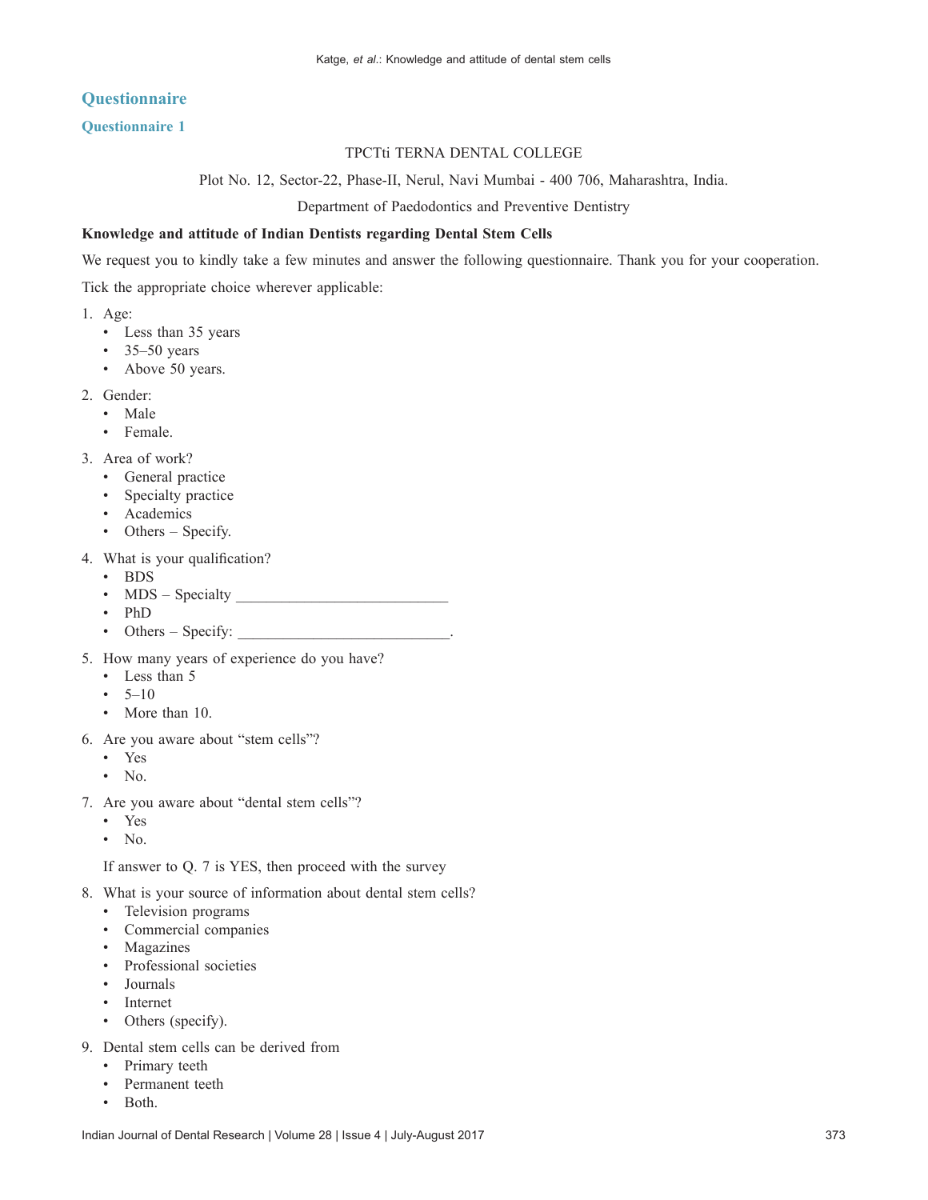## Questionnaire

### Questionnaire 1

TPCTti TERNA DENTAL COLLEGE

Plot No. 12, Sector-22, Phase-II, Nerul, Navi Mumbai - 400 706, Maharashtra, India.

Department of Paedodontics and Preventive Dentistry

**Knowledge and attitude of Indian Dentists regarding Dental Stem Cells**

We request you to kindly take a few minutes and answer the following questionnaire. Thank you for your cooperation.

Tick the appropriate choice wherever applicable:

1. Age:
   - Less than 35 years
   - 35–50 years
   - Above 50 years.
2. Gender:
   - Male
   - Female.
3. Area of work?
   - General practice
   - Specialty practice
   - Academics
   - Others – Specify.
4. What is your qualification?
   - BDS
   - MDS – Specialty ___________________________
   - PhD
   - Others – Specify: ___________________________.
5. How many years of experience do you have?
   - Less than 5
   - 5–10
   - More than 10.
6. Are you aware about "stem cells"?
   - Yes
   - No.
7. Are you aware about "dental stem cells"?
   - Yes
   - No.

   If answer to Q. 7 is YES, then proceed with the survey
8. What is your source of information about dental stem cells?
   - Television programs
   - Commercial companies
   - Magazines
   - Professional societies
   - Journals
   - Internet
   - Others (specify).
9. Dental stem cells can be derived from
   - Primary teeth
   - Permanent teeth
   - Both.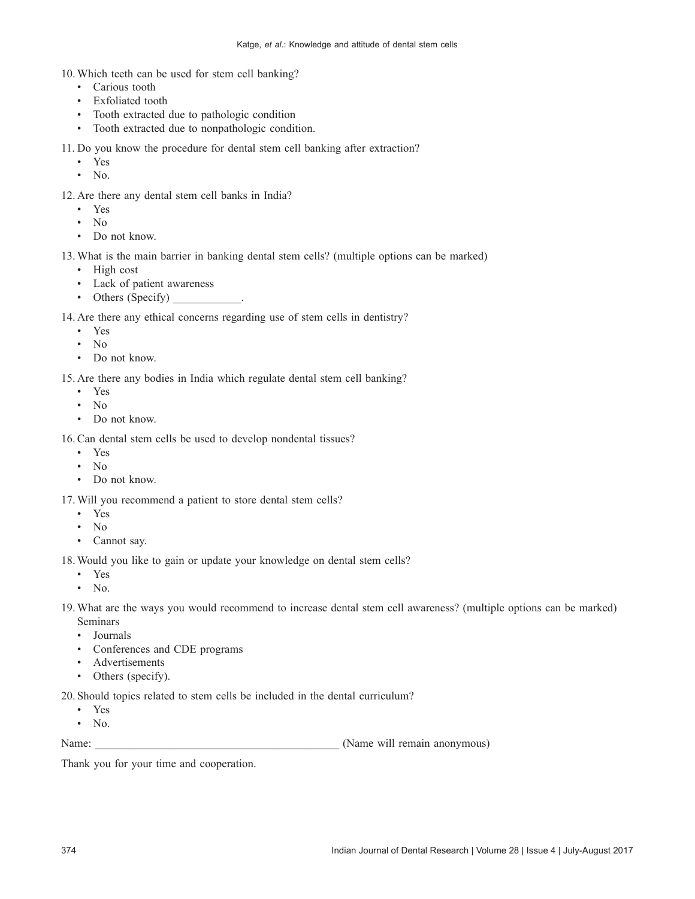10. Which teeth can be used for stem cell banking?
    - Carious tooth
    - Exfoliated tooth
    - Tooth extracted due to pathologic condition
    - Tooth extracted due to nonpathologic condition.
11. Do you know the procedure for dental stem cell banking after extraction?
    - Yes
    - No.
12. Are there any dental stem cell banks in India?
    - Yes
    - No
    - Do not know.
13. What is the main barrier in banking dental stem cells? (multiple options can be marked)
    - High cost
    - Lack of patient awareness
    - Others (Specify) ____________.
14. Are there any ethical concerns regarding use of stem cells in dentistry?
    - Yes
    - No
    - Do not know.
15. Are there any bodies in India which regulate dental stem cell banking?
    - Yes
    - No
    - Do not know.
16. Can dental stem cells be used to develop nondental tissues?
    - Yes
    - No
    - Do not know.
17. Will you recommend a patient to store dental stem cells?
    - Yes
    - No
    - Cannot say.
18. Would you like to gain or update your knowledge on dental stem cells?
    - Yes
    - No.
19. What are the ways you would recommend to increase dental stem cell awareness? (multiple options can be marked)
    Seminars
    - Journals
    - Conferences and CDE programs
    - Advertisements
    - Others (specify).
20. Should topics related to stem cells be included in the dental curriculum?
    - Yes
    - No.

Name: ___________________________________________ (Name will remain anonymous)

Thank you for your time and cooperation.